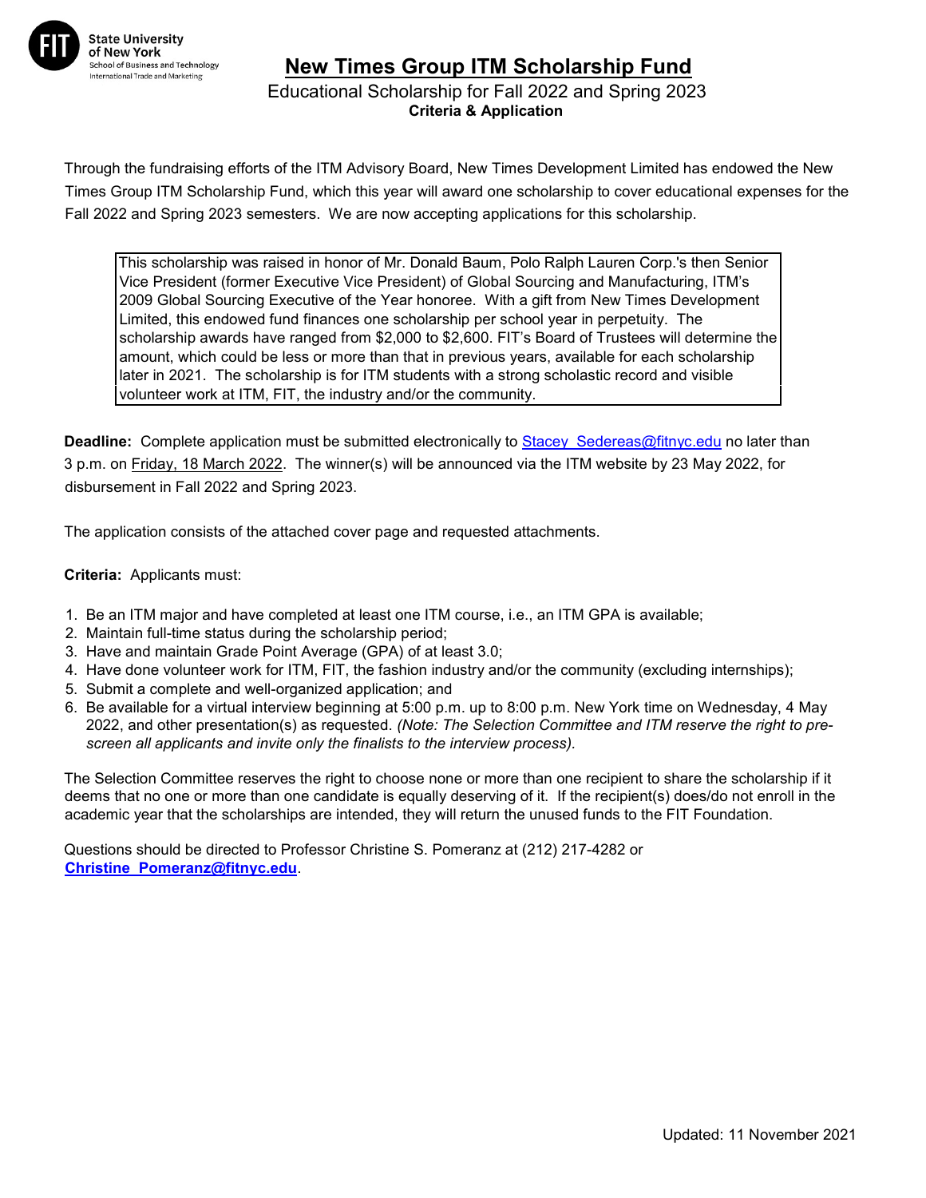State University of New York
School of Business and Technology
International Trade and Marketing

# New Times Group ITM Scholarship Fund

Educational Scholarship for Fall 2022 and Spring 2023

**Criteria & Application**

Through the fundraising efforts of the ITM Advisory Board, New Times Development Limited has endowed the New Times Group ITM Scholarship Fund, which this year will award one scholarship to cover educational expenses for the Fall 2022 and Spring 2023 semesters. We are now accepting applications for this scholarship.

> This scholarship was raised in honor of Mr. Donald Baum, Polo Ralph Lauren Corp.'s then Senior Vice President (former Executive Vice President) of Global Sourcing and Manufacturing, ITM's 2009 Global Sourcing Executive of the Year honoree. With a gift from New Times Development Limited, this endowed fund finances one scholarship per school year in perpetuity. The scholarship awards have ranged from $2,000 to $2,600. FIT's Board of Trustees will determine the amount, which could be less or more than that in previous years, available for each scholarship later in 2021. The scholarship is for ITM students with a strong scholastic record and visible volunteer work at ITM, FIT, the industry and/or the community.

**Deadline:** Complete application must be submitted electronically to Stacey_Sedereas@fitnyc.edu no later than 3 p.m. on Friday, 18 March 2022. The winner(s) will be announced via the ITM website by 23 May 2022, for disbursement in Fall 2022 and Spring 2023.

The application consists of the attached cover page and requested attachments.

**Criteria:** Applicants must:

1. Be an ITM major and have completed at least one ITM course, i.e., an ITM GPA is available;
2. Maintain full-time status during the scholarship period;
3. Have and maintain Grade Point Average (GPA) of at least 3.0;
4. Have done volunteer work for ITM, FIT, the fashion industry and/or the community (excluding internships);
5. Submit a complete and well-organized application; and
6. Be available for a virtual interview beginning at 5:00 p.m. up to 8:00 p.m. New York time on Wednesday, 4 May 2022, and other presentation(s) as requested. *(Note: The Selection Committee and ITM reserve the right to pre-screen all applicants and invite only the finalists to the interview process).*

The Selection Committee reserves the right to choose none or more than one recipient to share the scholarship if it deems that no one or more than one candidate is equally deserving of it. If the recipient(s) does/do not enroll in the academic year that the scholarships are intended, they will return the unused funds to the FIT Foundation.

Questions should be directed to Professor Christine S. Pomeranz at (212) 217-4282 or **Christine_Pomeranz@fitnyc.edu**.

Updated: 11 November 2021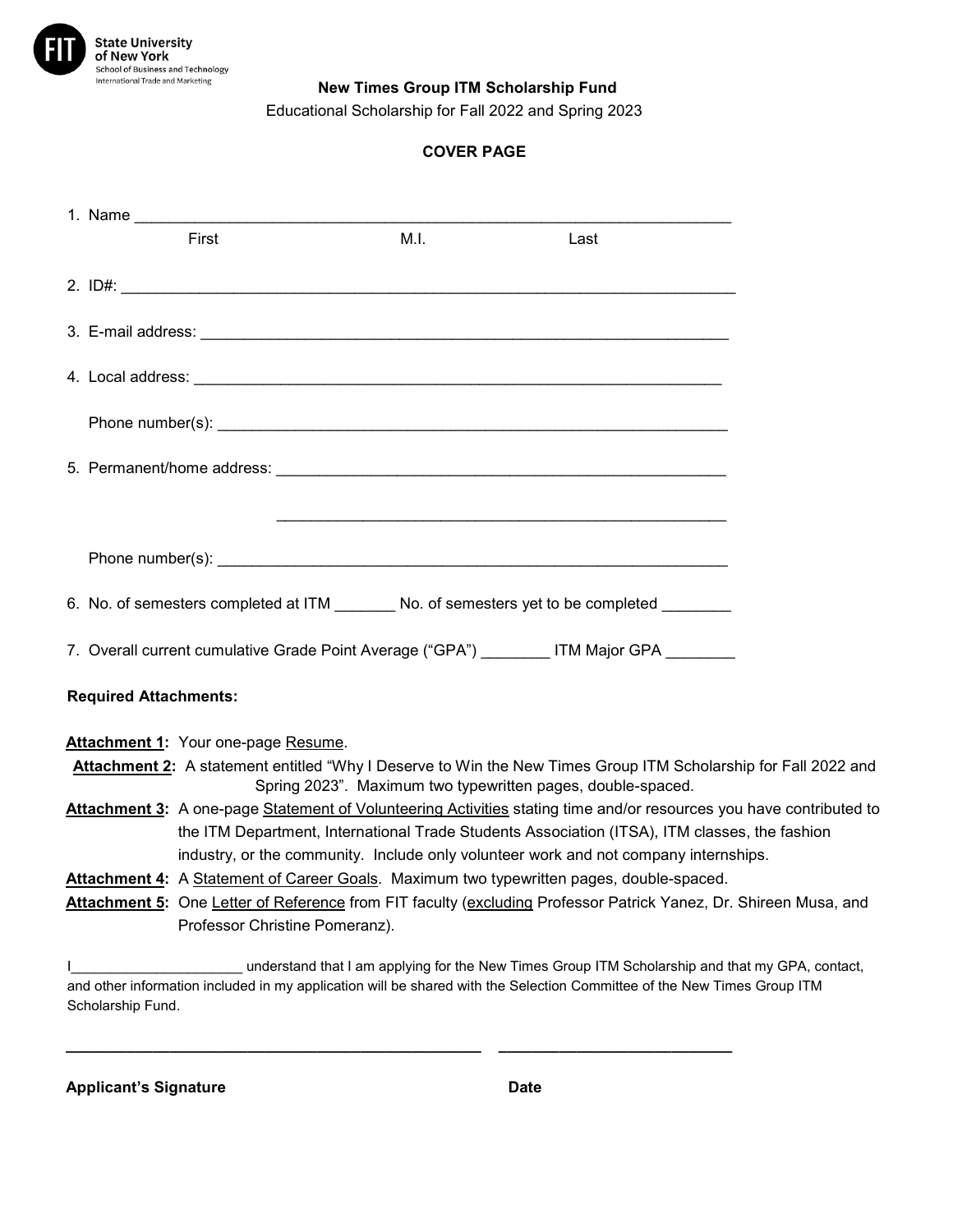FIT State University of New York
School of Business and Technology
International Trade and Marketing

**New Times Group ITM Scholarship Fund**

Educational Scholarship for Fall 2022 and Spring 2023

**COVER PAGE**

1. Name ______________________________________________________________________
   First M.I. Last

2. ID#: ______________________________________________________________________

3. E-mail address: ______________________________________________________________

4. Local address: _______________________________________________________________

   Phone number(s): ______________________________________________________________

5. Permanent/home address: ______________________________________________________

   ______________________________________________________

   Phone number(s): ______________________________________________________________

6. No. of semesters completed at ITM _______ No. of semesters yet to be completed ________

7. Overall current cumulative Grade Point Average ("GPA") ________ ITM Major GPA ________

**Required Attachments:**

**Attachment 1:** Your one-page Resume.

**Attachment 2:** A statement entitled "Why I Deserve to Win the New Times Group ITM Scholarship for Fall 2022 and Spring 2023". Maximum two typewritten pages, double-spaced.

**Attachment 3:** A one-page Statement of Volunteering Activities stating time and/or resources you have contributed to the ITM Department, International Trade Students Association (ITSA), ITM classes, the fashion industry, or the community. Include only volunteer work and not company internships.

**Attachment 4:** A Statement of Career Goals. Maximum two typewritten pages, double-spaced.

**Attachment 5:** One Letter of Reference from FIT faculty (excluding Professor Patrick Yanez, Dr. Shireen Musa, and Professor Christine Pomeranz).

I_____________________ understand that I am applying for the New Times Group ITM Scholarship and that my GPA, contact, and other information included in my application will be shared with the Selection Committee of the New Times Group ITM Scholarship Fund.

__________________________________________________ ___________________________

**Applicant's Signature** **Date**